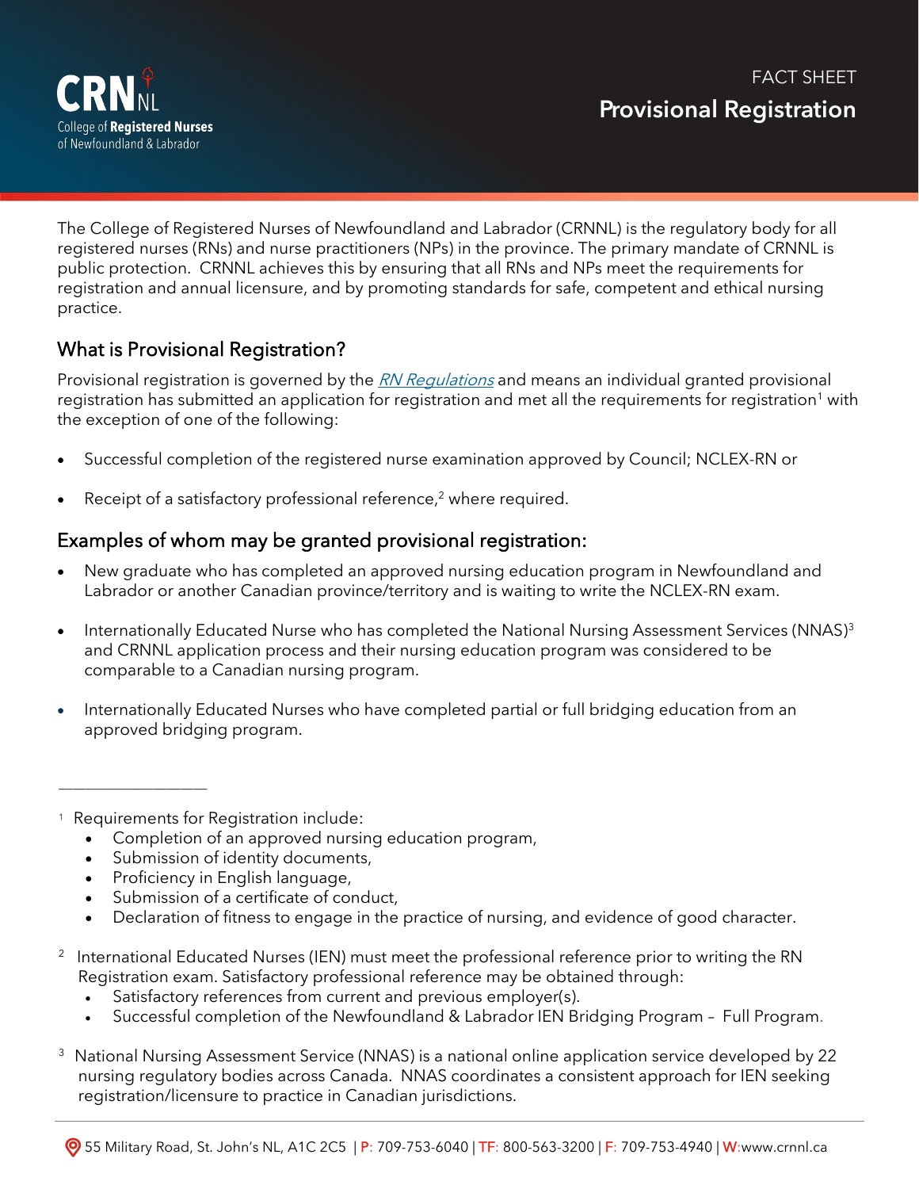CRN NL
College of **Registered Nurses** of Newfoundland & Labrador

FACT SHEET

# Provisional Registration

The College of Registered Nurses of Newfoundland and Labrador (CRNNL) is the regulatory body for all registered nurses (RNs) and nurse practitioners (NPs) in the province. The primary mandate of CRNNL is public protection. CRNNL achieves this by ensuring that all RNs and NPs meet the requirements for registration and annual licensure, and by promoting standards for safe, competent and ethical nursing practice.

## What is Provisional Registration?

Provisional registration is governed by the *RN Regulations* and means an individual granted provisional registration has submitted an application for registration and met all the requirements for registration[1] with the exception of one of the following:

- Successful completion of the registered nurse examination approved by Council; NCLEX-RN or
- Receipt of a satisfactory professional reference,[2] where required.

## Examples of whom may be granted provisional registration:

- New graduate who has completed an approved nursing education program in Newfoundland and Labrador or another Canadian province/territory and is waiting to write the NCLEX-RN exam.
- Internationally Educated Nurse who has completed the National Nursing Assessment Services (NNAS)[3] and CRNNL application process and their nursing education program was considered to be comparable to a Canadian nursing program.
- Internationally Educated Nurses who have completed partial or full bridging education from an approved bridging program.

---

[1] Requirements for Registration include:
- Completion of an approved nursing education program,
- Submission of identity documents,
- Proficiency in English language,
- Submission of a certificate of conduct,
- Declaration of fitness to engage in the practice of nursing, and evidence of good character.

[2] International Educated Nurses (IEN) must meet the professional reference prior to writing the RN Registration exam. Satisfactory professional reference may be obtained through:
- Satisfactory references from current and previous employer(s).
- Successful completion of the Newfoundland & Labrador IEN Bridging Program – Full Program.

[3] National Nursing Assessment Service (NNAS) is a national online application service developed by 22 nursing regulatory bodies across Canada. NNAS coordinates a consistent approach for IEN seeking registration/licensure to practice in Canadian jurisdictions.

55 Military Road, St. John's NL, A1C 2C5 | P: 709-753-6040 | TF: 800-563-3200 | F: 709-753-4940 | W: www.crnnl.ca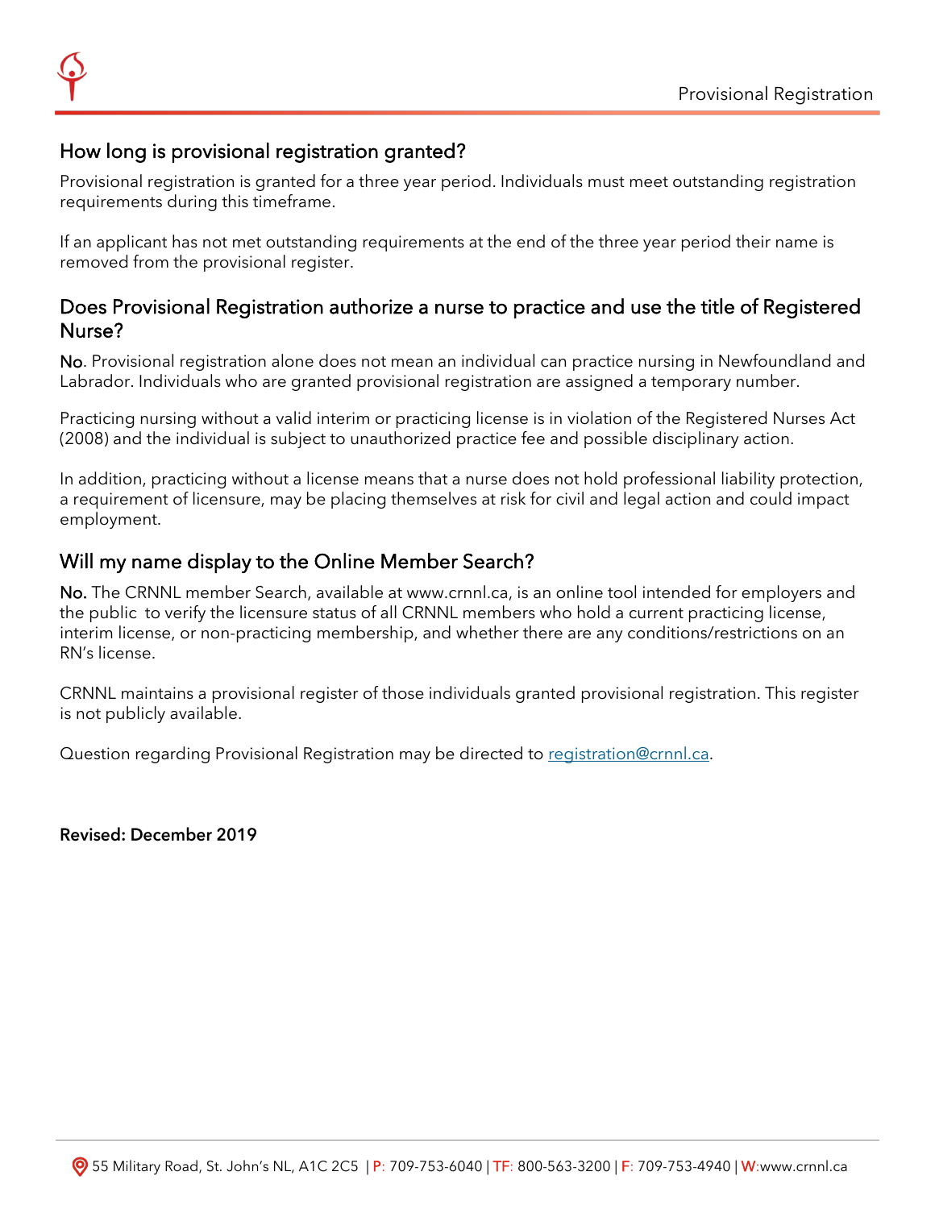## How long is provisional registration granted?

Provisional registration is granted for a three year period. Individuals must meet outstanding registration requirements during this timeframe.

If an applicant has not met outstanding requirements at the end of the three year period their name is removed from the provisional register.

## Does Provisional Registration authorize a nurse to practice and use the title of Registered Nurse?

**No**. Provisional registration alone does not mean an individual can practice nursing in Newfoundland and Labrador. Individuals who are granted provisional registration are assigned a temporary number.

Practicing nursing without a valid interim or practicing license is in violation of the Registered Nurses Act (2008) and the individual is subject to unauthorized practice fee and possible disciplinary action.

In addition, practicing without a license means that a nurse does not hold professional liability protection, a requirement of licensure, may be placing themselves at risk for civil and legal action and could impact employment.

## Will my name display to the Online Member Search?

**No.** The CRNNL member Search, available at www.crnnl.ca, is an online tool intended for employers and the public to verify the licensure status of all CRNNL members who hold a current practicing license, interim license, or non-practicing membership, and whether there are any conditions/restrictions on an RN's license.

CRNNL maintains a provisional register of those individuals granted provisional registration. This register is not publicly available.

Question regarding Provisional Registration may be directed to registration@crnnl.ca.

**Revised: December 2019**

55 Military Road, St. John's NL, A1C 2C5 | P: 709-753-6040 | TF: 800-563-3200 | F: 709-753-4940 | W:www.crnnl.ca